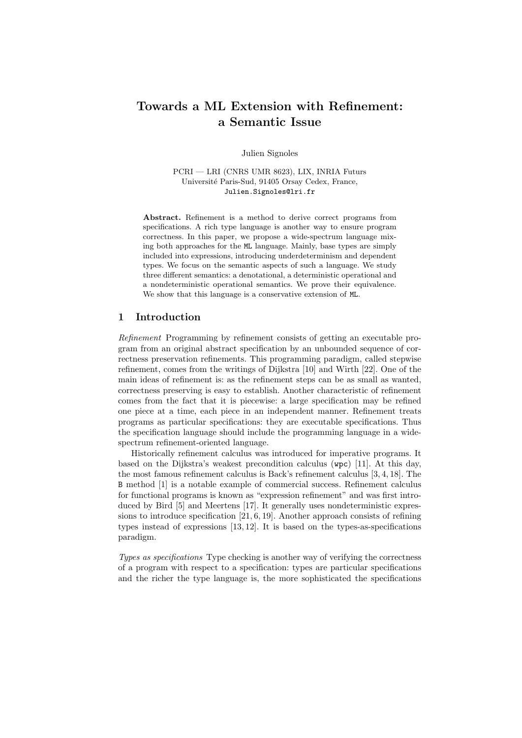# Towards a ML Extension with Refinement: a Semantic Issue

Julien Signoles

PCRI — LRI (CNRS UMR 8623), LIX, INRIA Futurs
Université Paris-Sud, 91405 Orsay Cedex, France,
Julien.Signoles@lri.fr

**Abstract.** Refinement is a method to derive correct programs from specifications. A rich type language is another way to ensure program correctness. In this paper, we propose a wide-spectrum language mixing both approaches for the ML language. Mainly, base types are simply included into expressions, introducing underdeterminism and dependent types. We focus on the semantic aspects of such a language. We study three different semantics: a denotational, a deterministic operational and a nondeterministic operational semantics. We prove their equivalence. We show that this language is a conservative extension of ML.

## 1 Introduction

*Refinement* Programming by refinement consists of getting an executable program from an original abstract specification by an unbounded sequence of correctness preservation refinements. This programming paradigm, called stepwise refinement, comes from the writings of Dijkstra [10] and Wirth [22]. One of the main ideas of refinement is: as the refinement steps can be as small as wanted, correctness preserving is easy to establish. Another characteristic of refinement comes from the fact that it is piecewise: a large specification may be refined one piece at a time, each piece in an independent manner. Refinement treats programs as particular specifications: they are executable specifications. Thus the specification language should include the programming language in a wide-spectrum refinement-oriented language.

Historically refinement calculus was introduced for imperative programs. It based on the Dijkstra's weakest precondition calculus (wpc) [11]. At this day, the most famous refinement calculus is Back's refinement calculus [3, 4, 18]. The B method [1] is a notable example of commercial success. Refinement calculus for functional programs is known as "expression refinement" and was first introduced by Bird [5] and Meertens [17]. It generally uses nondeterministic expressions to introduce specification [21, 6, 19]. Another approach consists of refining types instead of expressions [13, 12]. It is based on the types-as-specifications paradigm.

*Types as specifications* Type checking is another way of verifying the correctness of a program with respect to a specification: types are particular specifications and the richer the type language is, the more sophisticated the specifications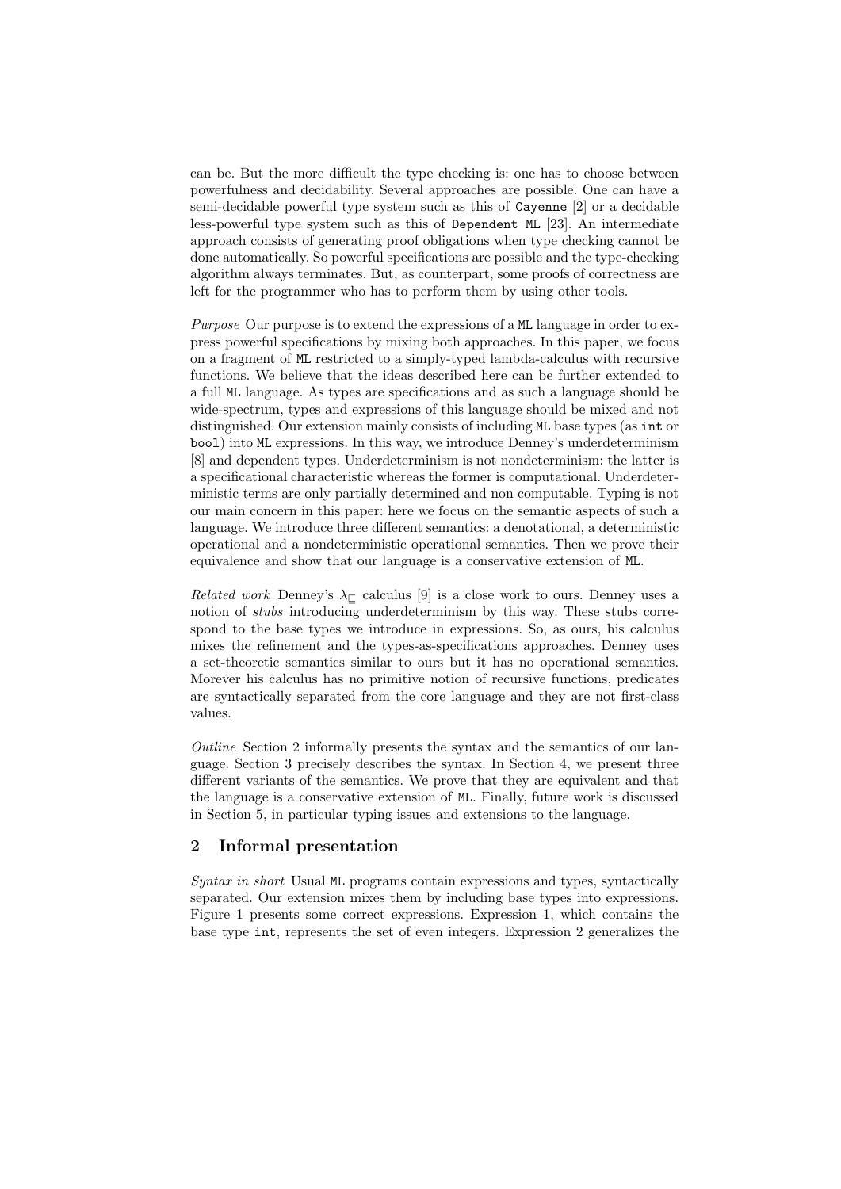can be. But the more difficult the type checking is: one has to choose between powerfulness and decidability. Several approaches are possible. One can have a semi-decidable powerful type system such as this of `Cayenne` [2] or a decidable less-powerful type system such as this of `Dependent ML` [23]. An intermediate approach consists of generating proof obligations when type checking cannot be done automatically. So powerful specifications are possible and the type-checking algorithm always terminates. But, as counterpart, some proofs of correctness are left for the programmer who has to perform them by using other tools.

*Purpose* Our purpose is to extend the expressions of a `ML` language in order to express powerful specifications by mixing both approaches. In this paper, we focus on a fragment of `ML` restricted to a simply-typed lambda-calculus with recursive functions. We believe that the ideas described here can be further extended to a full `ML` language. As types are specifications and as such a language should be wide-spectrum, types and expressions of this language should be mixed and not distinguished. Our extension mainly consists of including `ML` base types (as `int` or `bool`) into `ML` expressions. In this way, we introduce Denney's underdeterminism [8] and dependent types. Underdeterminism is not nondeterminism: the latter is a specificational characteristic whereas the former is computational. Underdeterministic terms are only partially determined and non computable. Typing is not our main concern in this paper: here we focus on the semantic aspects of such a language. We introduce three different semantics: a denotational, a deterministic operational and a nondeterministic operational semantics. Then we prove their equivalence and show that our language is a conservative extension of `ML`.

*Related work* Denney's $\lambda_{\sqsubseteq}$ calculus [9] is a close work to ours. Denney uses a notion of *stubs* introducing underdeterminism by this way. These stubs correspond to the base types we introduce in expressions. So, as ours, his calculus mixes the refinement and the types-as-specifications approaches. Denney uses a set-theoretic semantics similar to ours but it has no operational semantics. Morever his calculus has no primitive notion of recursive functions, predicates are syntactically separated from the core language and they are not first-class values.

*Outline* Section 2 informally presents the syntax and the semantics of our language. Section 3 precisely describes the syntax. In Section 4, we present three different variants of the semantics. We prove that they are equivalent and that the language is a conservative extension of `ML`. Finally, future work is discussed in Section 5, in particular typing issues and extensions to the language.

## 2 Informal presentation

*Syntax in short* Usual `ML` programs contain expressions and types, syntactically separated. Our extension mixes them by including base types into expressions. Figure 1 presents some correct expressions. Expression 1, which contains the base type `int`, represents the set of even integers. Expression 2 generalizes the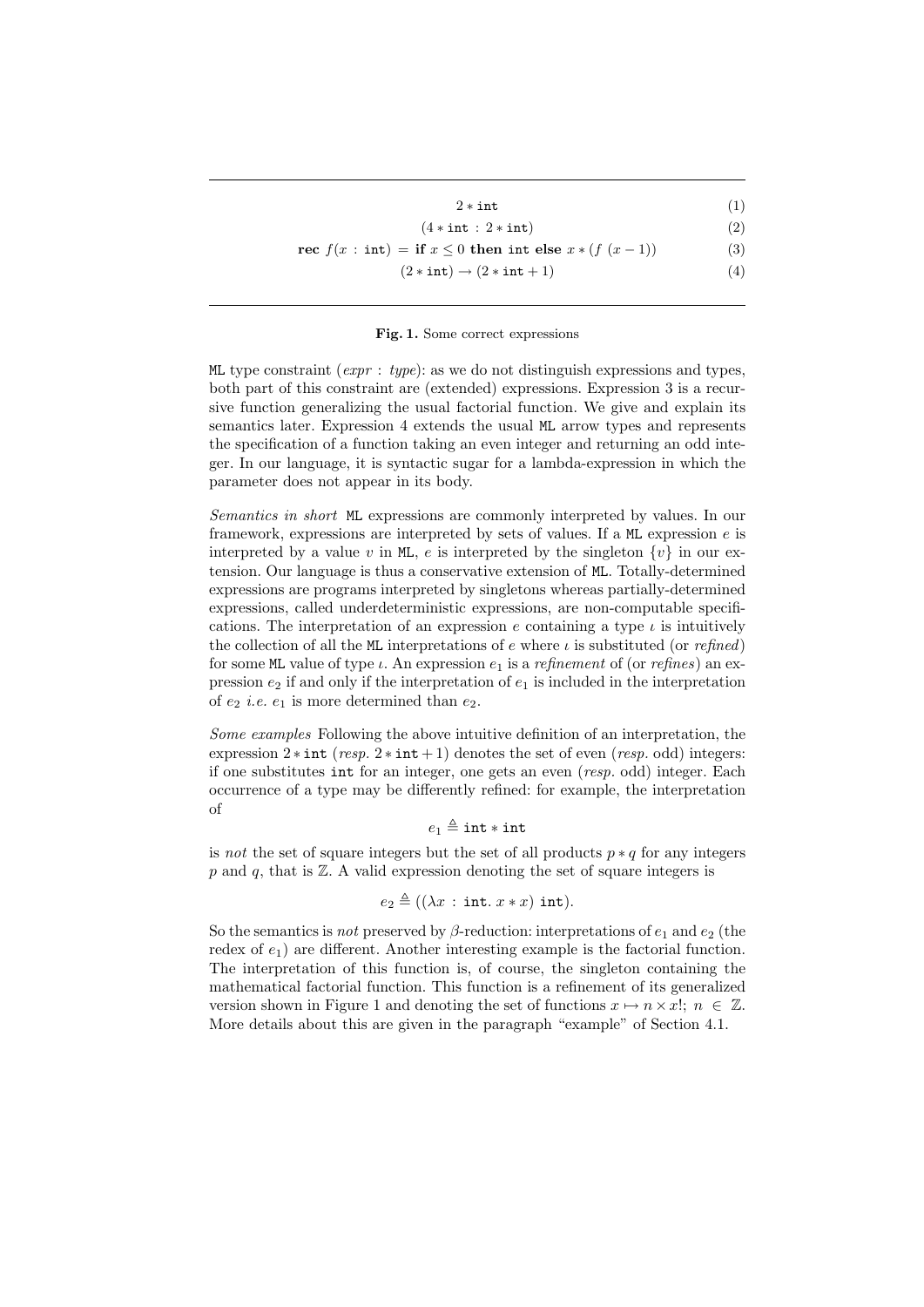$$2 * \texttt{int} \tag{1}$$

$$(4 * \texttt{int} \, : \, 2 * \texttt{int}) \tag{2}$$

$$\textbf{rec } f(x \, : \, \texttt{int}) \, = \, \textbf{if } x \leq 0 \textbf{ then } \texttt{int} \textbf{ else } x * (f \ (x - 1)) \tag{3}$$

$$(2 * \texttt{int}) \rightarrow (2 * \texttt{int} + 1) \tag{4}$$

**Fig. 1.** Some correct expressions

ML type constraint (*expr* : *type*): as we do not distinguish expressions and types, both part of this constraint are (extended) expressions. Expression 3 is a recursive function generalizing the usual factorial function. We give and explain its semantics later. Expression 4 extends the usual ML arrow types and represents the specification of a function taking an even integer and returning an odd integer. In our language, it is syntactic sugar for a lambda-expression in which the parameter does not appear in its body.

*Semantics in short* ML expressions are commonly interpreted by values. In our framework, expressions are interpreted by sets of values. If a ML expression $e$ is interpreted by a value $v$ in ML, $e$ is interpreted by the singleton $\{v\}$ in our extension. Our language is thus a conservative extension of ML. Totally-determined expressions are programs interpreted by singletons whereas partially-determined expressions, called underdeterministic expressions, are non-computable specifications. The interpretation of an expression $e$ containing a type $\iota$ is intuitively the collection of all the ML interpretations of $e$ where $\iota$ is substituted (or *refined*) for some ML value of type $\iota$. An expression $e_1$ is a *refinement* of (or *refines*) an expression $e_2$ if and only if the interpretation of $e_1$ is included in the interpretation of $e_2$ *i.e.* $e_1$ is more determined than $e_2$.

*Some examples* Following the above intuitive definition of an interpretation, the expression $2 * \texttt{int}$ (*resp.* $2 * \texttt{int} + 1$) denotes the set of even (*resp.* odd) integers: if one substitutes int for an integer, one gets an even (*resp.* odd) integer. Each occurrence of a type may be differently refined: for example, the interpretation of

$$e_1 \triangleq \texttt{int} * \texttt{int}$$

is *not* the set of square integers but the set of all products $p * q$ for any integers $p$ and $q$, that is $\mathbb{Z}$. A valid expression denoting the set of square integers is

$$e_2 \triangleq ((\lambda x \, : \, \texttt{int}. \, x * x) \ \texttt{int}).$$

So the semantics is *not* preserved by $\beta$-reduction: interpretations of $e_1$ and $e_2$ (the redex of $e_1$) are different. Another interesting example is the factorial function. The interpretation of this function is, of course, the singleton containing the mathematical factorial function. This function is a refinement of its generalized version shown in Figure 1 and denoting the set of functions $x \mapsto n \times x!; \ n \in \mathbb{Z}$. More details about this are given in the paragraph "example" of Section 4.1.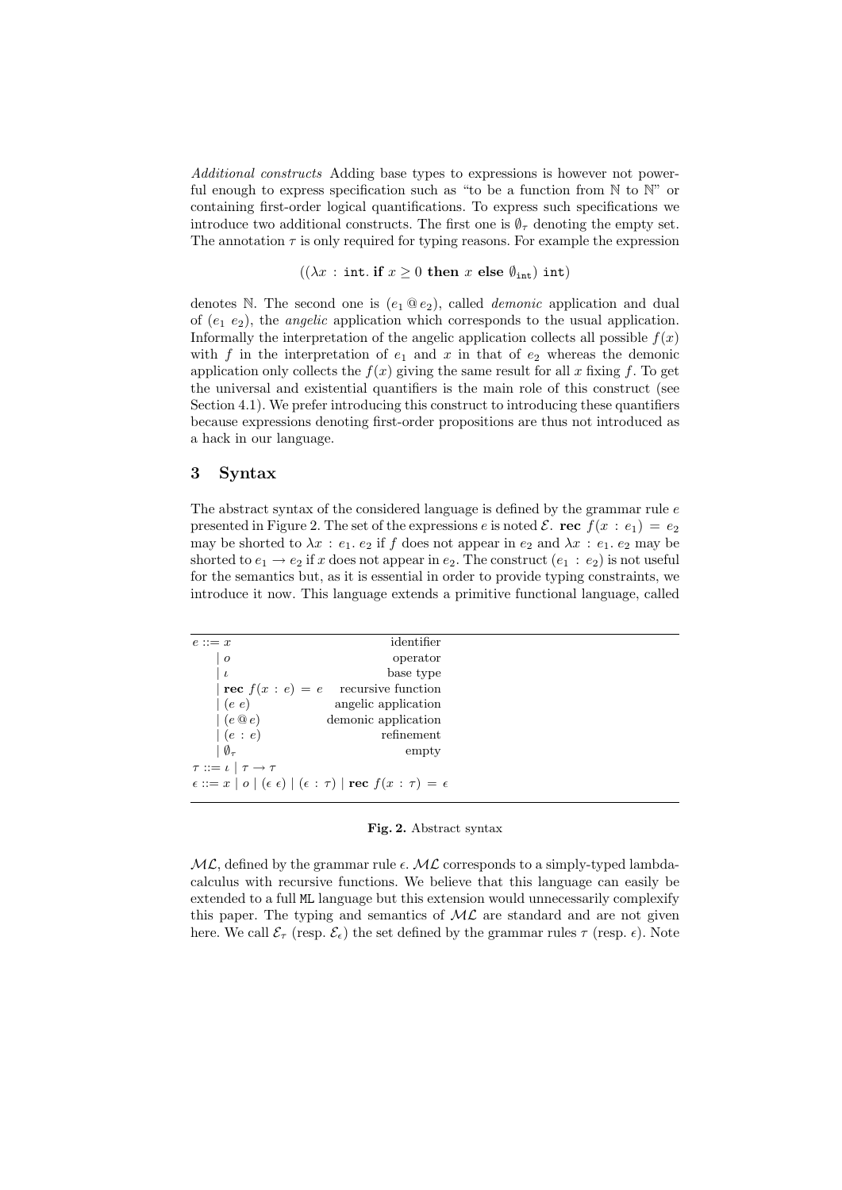*Additional constructs* Adding base types to expressions is however not powerful enough to express specification such as "to be a function from $\mathbb{N}$ to $\mathbb{N}$" or containing first-order logical quantifications. To express such specifications we introduce two additional constructs. The first one is $\emptyset_\tau$ denoting the empty set. The annotation $\tau$ is only required for typing reasons. For example the expression

$$((\lambda x : \texttt{int}.\ \textbf{if}\ x \geq 0\ \textbf{then}\ x\ \textbf{else}\ \emptyset_{\texttt{int}})\ \texttt{int})$$

denotes $\mathbb{N}$. The second one is $(e_1 \mathbin{@} e_2)$, called *demonic* application and dual of $(e_1\ e_2)$, the *angelic* application which corresponds to the usual application. Informally the interpretation of the angelic application collects all possible $f(x)$ with $f$ in the interpretation of $e_1$ and $x$ in that of $e_2$ whereas the demonic application only collects the $f(x)$ giving the same result for all $x$ fixing $f$. To get the universal and existential quantifiers is the main role of this construct (see Section 4.1). We prefer introducing this construct to introducing these quantifiers because expressions denoting first-order propositions are thus not introduced as a hack in our language.

## 3 Syntax

The abstract syntax of the considered language is defined by the grammar rule $e$ presented in Figure 2. The set of the expressions $e$ is noted $\mathcal{E}$. $\textbf{rec}\ f(x : e_1) = e_2$ may be shorted to $\lambda x : e_1.\ e_2$ if $f$ does not appear in $e_2$ and $\lambda x : e_1.\ e_2$ may be shorted to $e_1 \rightarrow e_2$ if $x$ does not appear in $e_2$. The construct $(e_1 : e_2)$ is not useful for the semantics but, as it is essential in order to provide typing constraints, we introduce it now. This language extends a primitive functional language, called

| | |
|---|---|
| $e ::= x$ | identifier |
| $\mid o$ | operator |
| $\mid \iota$ | base type |
| $\mid \textbf{rec}\ f(x : e) = e$ | recursive function |
| $\mid (e\ e)$ | angelic application |
| $\mid (e \mathbin{@} e)$ | demonic application |
| $\mid (e : e)$ | refinement |
| $\mid \emptyset_\tau$ | empty |
| $\tau ::= \iota \mid \tau \rightarrow \tau$ | |
| $\epsilon ::= x \mid o \mid (\epsilon\ \epsilon) \mid (\epsilon : \tau) \mid \textbf{rec}\ f(x : \tau) = \epsilon$ | |

**Fig. 2.** Abstract syntax

$\mathcal{ML}$, defined by the grammar rule $\epsilon$. $\mathcal{ML}$ corresponds to a simply-typed lambda-calculus with recursive functions. We believe that this language can easily be extended to a full ML language but this extension would unnecessarily complexify this paper. The typing and semantics of $\mathcal{ML}$ are standard and are not given here. We call $\mathcal{E}_\tau$ (resp. $\mathcal{E}_\epsilon$) the set defined by the grammar rules $\tau$ (resp. $\epsilon$). Note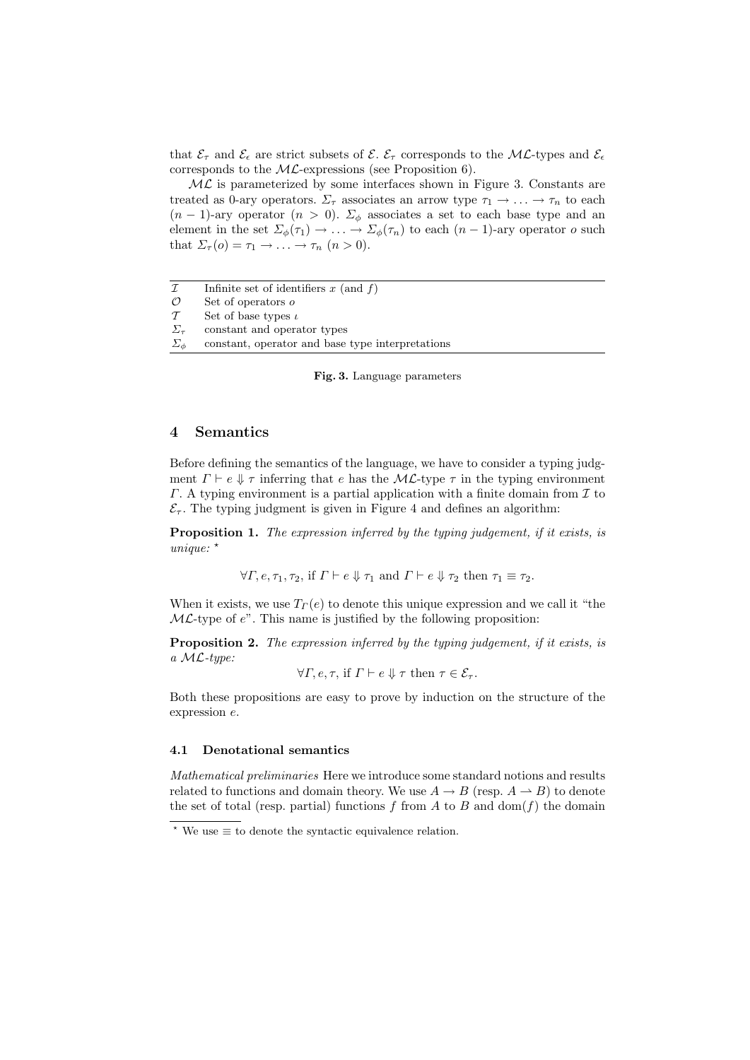that $\mathcal{E}_\tau$ and $\mathcal{E}_\epsilon$ are strict subsets of $\mathcal{E}$. $\mathcal{E}_\tau$ corresponds to the $\mathcal{ML}$-types and $\mathcal{E}_\epsilon$ corresponds to the $\mathcal{ML}$-expressions (see Proposition 6).

$\mathcal{ML}$ is parameterized by some interfaces shown in Figure 3. Constants are treated as 0-ary operators. $\Sigma_\tau$ associates an arrow type $\tau_1 \to \ldots \to \tau_n$ to each $(n-1)$-ary operator $(n > 0)$. $\Sigma_\phi$ associates a set to each base type and an element in the set $\Sigma_\phi(\tau_1) \to \ldots \to \Sigma_\phi(\tau_n)$ to each $(n-1)$-ary operator $o$ such that $\Sigma_\tau(o) = \tau_1 \to \ldots \to \tau_n$ $(n > 0)$.

| | |
|---|---|
| $\mathcal{I}$ | Infinite set of identifiers $x$ (and $f$) |
| $\mathcal{O}$ | Set of operators $o$ |
| $\mathcal{T}$ | Set of base types $\iota$ |
| $\Sigma_\tau$ | constant and operator types |
| $\Sigma_\phi$ | constant, operator and base type interpretations |

**Fig. 3.** Language parameters

## 4 Semantics

Before defining the semantics of the language, we have to consider a typing judgment $\Gamma \vdash e \Downarrow \tau$ inferring that $e$ has the $\mathcal{ML}$-type $\tau$ in the typing environment $\Gamma$. A typing environment is a partial application with a finite domain from $\mathcal{I}$ to $\mathcal{E}_\tau$. The typing judgment is given in Figure 4 and defines an algorithm:

**Proposition 1.** *The expression inferred by the typing judgement, if it exists, is unique:* *

$$\forall \Gamma, e, \tau_1, \tau_2, \text{ if } \Gamma \vdash e \Downarrow \tau_1 \text{ and } \Gamma \vdash e \Downarrow \tau_2 \text{ then } \tau_1 \equiv \tau_2.$$

When it exists, we use $T_\Gamma(e)$ to denote this unique expression and we call it "the $\mathcal{ML}$-type of $e$". This name is justified by the following proposition:

**Proposition 2.** *The expression inferred by the typing judgement, if it exists, is a $\mathcal{ML}$-type:*

$$\forall \Gamma, e, \tau, \text{ if } \Gamma \vdash e \Downarrow \tau \text{ then } \tau \in \mathcal{E}_\tau.$$

Both these propositions are easy to prove by induction on the structure of the expression $e$.

### 4.1 Denotational semantics

*Mathematical preliminaries* Here we introduce some standard notions and results related to functions and domain theory. We use $A \to B$ (resp. $A \rightharpoonup B$) to denote the set of total (resp. partial) functions $f$ from $A$ to $B$ and $\mathrm{dom}(f)$ the domain

* We use $\equiv$ to denote the syntactic equivalence relation.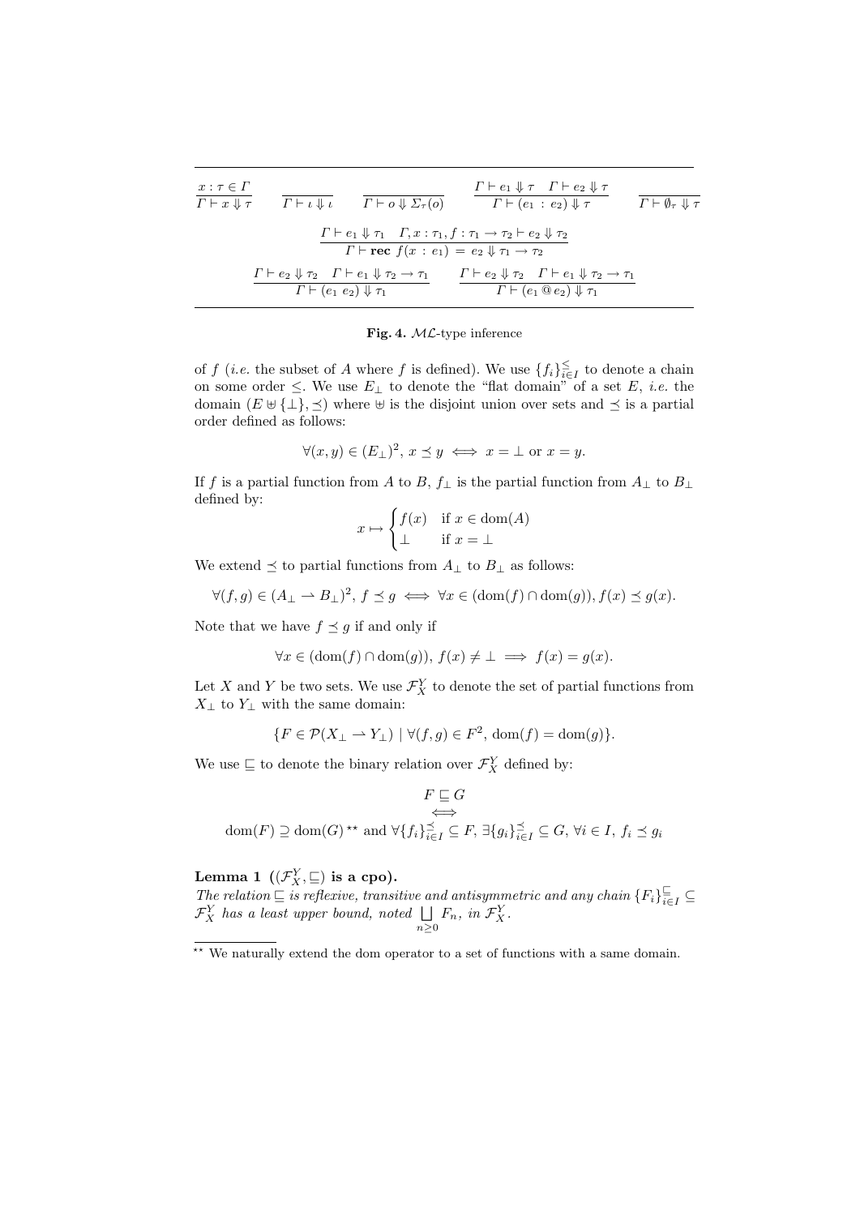$$\frac{x : \tau \in \Gamma}{\Gamma \vdash x \Downarrow \tau} \qquad \frac{}{\Gamma \vdash \iota \Downarrow \iota} \qquad \frac{}{\Gamma \vdash o \Downarrow \Sigma_\tau(o)} \qquad \frac{\Gamma \vdash e_1 \Downarrow \tau \quad \Gamma \vdash e_2 \Downarrow \tau}{\Gamma \vdash (e_1 \,:\, e_2) \Downarrow \tau} \qquad \frac{}{\Gamma \vdash \emptyset_\tau \Downarrow \tau}$$

$$\frac{\Gamma \vdash e_1 \Downarrow \tau_1 \quad \Gamma, x : \tau_1, f : \tau_1 \to \tau_2 \vdash e_2 \Downarrow \tau_2}{\Gamma \vdash \mathbf{rec}\ f(x \,:\, e_1) \,=\, e_2 \Downarrow \tau_1 \to \tau_2}$$

$$\frac{\Gamma \vdash e_2 \Downarrow \tau_2 \quad \Gamma \vdash e_1 \Downarrow \tau_2 \to \tau_1}{\Gamma \vdash (e_1\ e_2) \Downarrow \tau_1} \qquad \frac{\Gamma \vdash e_2 \Downarrow \tau_2 \quad \Gamma \vdash e_1 \Downarrow \tau_2 \to \tau_1}{\Gamma \vdash (e_1 \,@\, e_2) \Downarrow \tau_1}$$

**Fig. 4.** $\mathcal{ML}$-type inference

of $f$ (*i.e.* the subset of $A$ where $f$ is defined). We use $\{f_i\}_{i \in I}^{\leq}$ to denote a chain on some order $\leq$. We use $E_\perp$ to denote the "flat domain" of a set $E$, *i.e.* the domain $(E \uplus \{\perp\}, \preceq)$ where $\uplus$ is the disjoint union over sets and $\preceq$ is a partial order defined as follows:

$$\forall (x, y) \in (E_\perp)^2,\ x \preceq y \iff x = \perp \text{ or } x = y.$$

If $f$ is a partial function from $A$ to $B$, $f_\perp$ is the partial function from $A_\perp$ to $B_\perp$ defined by:

$$x \mapsto \begin{cases} f(x) & \text{if } x \in \text{dom}(A) \\ \perp & \text{if } x = \perp \end{cases}$$

We extend $\preceq$ to partial functions from $A_\perp$ to $B_\perp$ as follows:

$$\forall (f, g) \in (A_\perp \rightharpoonup B_\perp)^2,\ f \preceq g \iff \forall x \in (\text{dom}(f) \cap \text{dom}(g)), f(x) \preceq g(x).$$

Note that we have $f \preceq g$ if and only if

$$\forall x \in (\text{dom}(f) \cap \text{dom}(g)),\ f(x) \neq \perp \implies f(x) = g(x).$$

Let $X$ and $Y$ be two sets. We use $\mathcal{F}_X^Y$ to denote the set of partial functions from $X_\perp$ to $Y_\perp$ with the same domain:

$$\{F \in \mathcal{P}(X_\perp \rightharpoonup Y_\perp) \mid \forall (f, g) \in F^2,\ \text{dom}(f) = \text{dom}(g)\}.$$

We use $\sqsubseteq$ to denote the binary relation over $\mathcal{F}_X^Y$ defined by:

$$F \sqsubseteq G$$
$$\iff$$
$$\text{dom}(F) \supseteq \text{dom}(G)^{\star\star} \text{ and } \forall \{f_i\}_{i \in I}^{\preceq} \subseteq F,\ \exists \{g_i\}_{i \in I}^{\preceq} \subseteq G,\ \forall i \in I,\ f_i \preceq g_i$$

**Lemma 1** $((\mathcal{F}_X^Y, \sqsubseteq)$ **is a cpo).**
*The relation $\sqsubseteq$ is reflexive, transitive and antisymmetric and any chain $\{F_i\}_{i \in I}^{\sqsubseteq} \subseteq \mathcal{F}_X^Y$ has a least upper bound, noted $\bigsqcup_{n \geq 0} F_n$, in $\mathcal{F}_X^Y$.*

---

[\*\*] We naturally extend the dom operator to a set of functions with a same domain.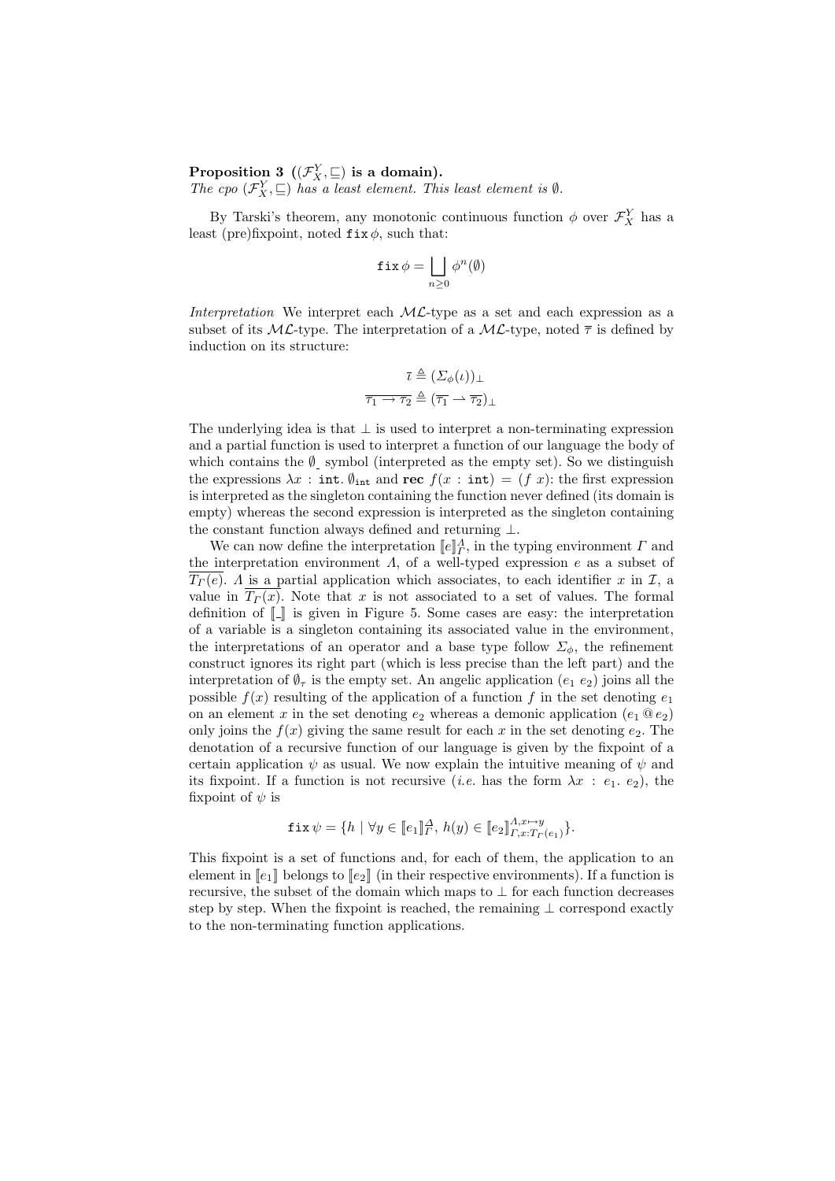**Proposition 3** **($(\mathcal{F}_X^Y, \sqsubseteq)$ is a domain).**
*The cpo $(\mathcal{F}_X^Y, \sqsubseteq)$ has a least element. This least element is $\emptyset$.*

By Tarski's theorem, any monotonic continuous function $\phi$ over $\mathcal{F}_X^Y$ has a least (pre)fixpoint, noted $\mathtt{fix}\,\phi$, such that:

$$\mathtt{fix}\,\phi = \bigsqcup_{n \geq 0} \phi^n(\emptyset)$$

*Interpretation* We interpret each $\mathcal{ML}$-type as a set and each expression as a subset of its $\mathcal{ML}$-type. The interpretation of a $\mathcal{ML}$-type, noted $\overline{\tau}$ is defined by induction on its structure:

$$\overline{\iota} \triangleq (\Sigma_\phi(\iota))_\perp$$
$$\overline{\tau_1 \to \tau_2} \triangleq (\overline{\tau_1} \rightharpoonup \overline{\tau_2})_\perp$$

The underlying idea is that $\perp$ is used to interpret a non-terminating expression and a partial function is used to interpret a function of our language the body of which contains the $\emptyset_{\_}$ symbol (interpreted as the empty set). So we distinguish the expressions $\lambda x : \mathtt{int}.\, \emptyset_{\mathtt{int}}$ and $\mathbf{rec}\ f(x : \mathtt{int}) = (f\ x)$: the first expression is interpreted as the singleton containing the function never defined (its domain is empty) whereas the second expression is interpreted as the singleton containing the constant function always defined and returning $\perp$.

We can now define the interpretation $[\![e]\!]_\Gamma^\Lambda$, in the typing environment $\Gamma$ and the interpretation environment $\Lambda$, of a well-typed expression $e$ as a subset of $\overline{T_\Gamma(e)}$. $\Lambda$ is a partial application which associates, to each identifier $x$ in $\mathcal{I}$, a value in $\overline{T_\Gamma(x)}$. Note that $x$ is not associated to a set of values. The formal definition of $[\![\_]\!]$ is given in Figure 5. Some cases are easy: the interpretation of a variable is a singleton containing its associated value in the environment, the interpretations of an operator and a base type follow $\Sigma_\phi$, the refinement construct ignores its right part (which is less precise than the left part) and the interpretation of $\emptyset_\tau$ is the empty set. An angelic application $(e_1\ e_2)$ joins all the possible $f(x)$ resulting of the application of a function $f$ in the set denoting $e_1$ on an element $x$ in the set denoting $e_2$ whereas a demonic application $(e_1 \mathbin{@} e_2)$ only joins the $f(x)$ giving the same result for each $x$ in the set denoting $e_2$. The denotation of a recursive function of our language is given by the fixpoint of a certain application $\psi$ as usual. We now explain the intuitive meaning of $\psi$ and its fixpoint. If a function is not recursive (*i.e.* has the form $\lambda x : e_1.\ e_2$), the fixpoint of $\psi$ is

$$\mathtt{fix}\,\psi = \{h \mid \forall y \in [\![e_1]\!]_\Gamma^\Lambda,\ h(y) \in [\![e_2]\!]_{\Gamma, x:T_\Gamma(e_1)}^{\Lambda, x \mapsto y}\}.$$

This fixpoint is a set of functions and, for each of them, the application to an element in $[\![e_1]\!]$ belongs to $[\![e_2]\!]$ (in their respective environments). If a function is recursive, the subset of the domain which maps to $\perp$ for each function decreases step by step. When the fixpoint is reached, the remaining $\perp$ correspond exactly to the non-terminating function applications.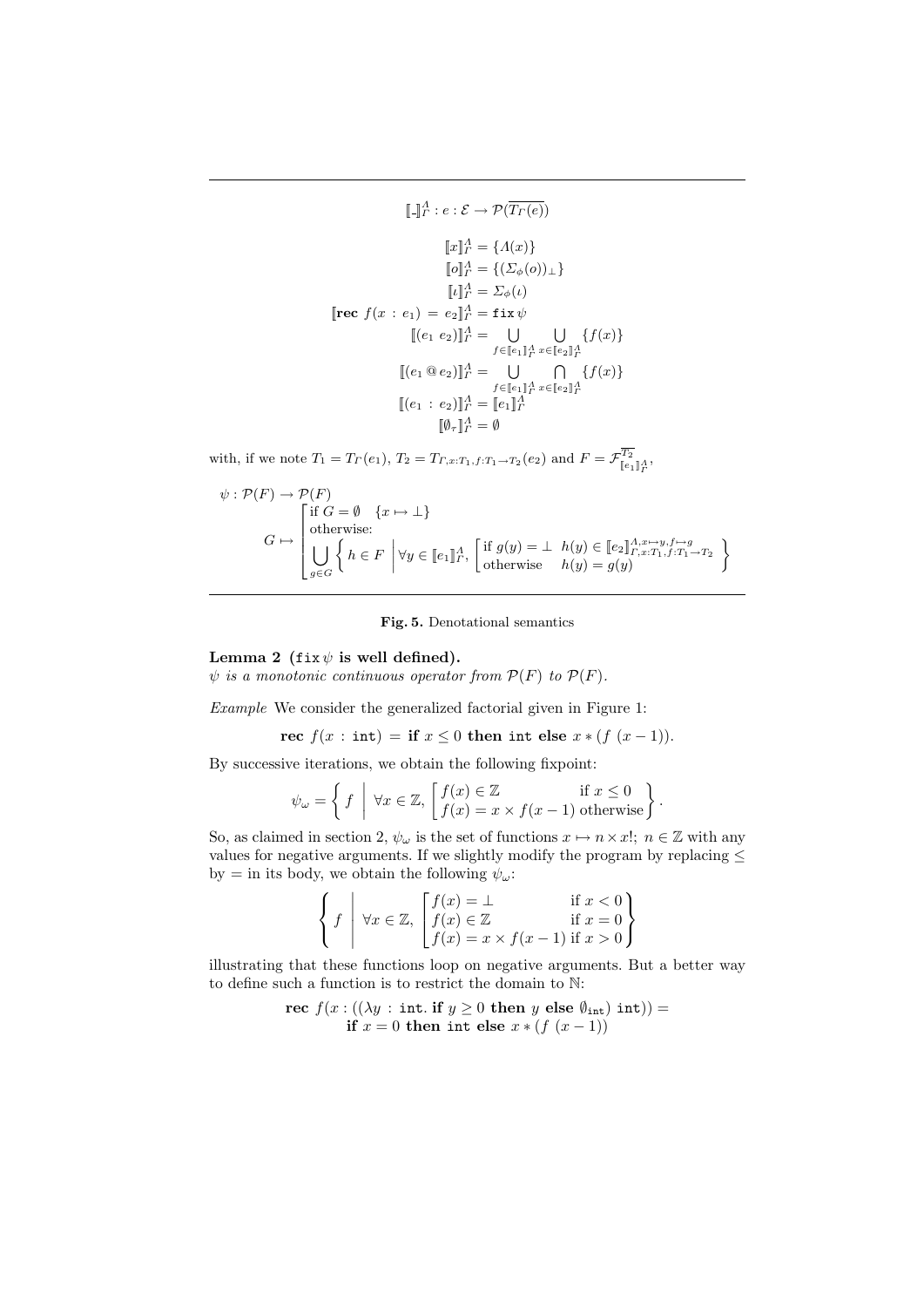$$[\![\_]\!]^{\Lambda}_{\Gamma} : e : \mathcal{E} \to \mathcal{P}(\overline{T_\Gamma(e)})$$

$$
\begin{aligned}
[\![x]\!]^{\Lambda}_{\Gamma} &= \{\Lambda(x)\} \\
[\![o]\!]^{\Lambda}_{\Gamma} &= \{(\Sigma_\phi(o))_\perp\} \\
[\![\iota]\!]^{\Lambda}_{\Gamma} &= \Sigma_\phi(\iota) \\
[\![\textbf{rec } f(x : e_1) = e_2]\!]^{\Lambda}_{\Gamma} &= \texttt{fix}\,\psi \\
[\![(e_1\ e_2)]\!]^{\Lambda}_{\Gamma} &= \bigcup_{f \in [\![e_1]\!]^{\Lambda}_{\Gamma}} \bigcup_{x \in [\![e_2]\!]^{\Lambda}_{\Gamma}} \{f(x)\} \\
[\![(e_1 \mathbin{@} e_2)]\!]^{\Lambda}_{\Gamma} &= \bigcup_{f \in [\![e_1]\!]^{\Lambda}_{\Gamma}} \bigcap_{x \in [\![e_2]\!]^{\Lambda}_{\Gamma}} \{f(x)\} \\
[\![(e_1 : e_2)]\!]^{\Lambda}_{\Gamma} &= [\![e_1]\!]^{\Lambda}_{\Gamma} \\
[\![\emptyset_\tau]\!]^{\Lambda}_{\Gamma} &= \emptyset
\end{aligned}
$$

with, if we note $T_1 = T_\Gamma(e_1)$, $T_2 = T_{\Gamma,x:T_1,f:T_1\to T_2}(e_2)$ and $F = \mathcal{F}^{\overline{T_2}}_{[\![e_1]\!]^{\Lambda}_{\Gamma}}$,

$$
\psi : \mathcal{P}(F) \to \mathcal{P}(F)
$$

$$
G \mapsto \left[
\begin{array}{l}
\text{if } G = \emptyset \quad \{x \mapsto \perp\} \\
\text{otherwise:} \\
\displaystyle\bigcup_{g \in G} \left\{ h \in F \;\middle|\; \forall y \in [\![e_1]\!]^{\Lambda}_{\Gamma}, \left[ \begin{array}{ll} \text{if } g(y) = \perp & h(y) \in [\![e_2]\!]^{\Lambda, x\mapsto y, f \mapsto g}_{\Gamma, x:T_1, f:T_1 \to T_2} \\ \text{otherwise} & h(y) = g(y) \end{array} \right. \right\}
\end{array}
\right.
$$

**Fig. 5.** Denotational semantics

**Lemma 2 (fix $\psi$ is well defined).**
*$\psi$ is a monotonic continuous operator from $\mathcal{P}(F)$ to $\mathcal{P}(F)$.*

*Example* We consider the generalized factorial given in Figure 1:

$$\textbf{rec } f(x : \texttt{int}) = \textbf{if } x \leq 0 \textbf{ then } \texttt{int} \textbf{ else } x * (f\ (x-1)).$$

By successive iterations, we obtain the following fixpoint:

$$\psi_\omega = \left\{ f \;\middle|\; \forall x \in \mathbb{Z}, \left[ \begin{array}{ll} f(x) \in \mathbb{Z} & \text{if } x \leq 0 \\ f(x) = x \times f(x-1) & \text{otherwise} \end{array} \right. \right\}.$$

So, as claimed in section 2, $\psi_\omega$ is the set of functions $x \mapsto n \times x!$; $n \in \mathbb{Z}$ with any values for negative arguments. If we slightly modify the program by replacing $\leq$ by $=$ in its body, we obtain the following $\psi_\omega$:

$$\left\{ f \;\middle|\; \forall x \in \mathbb{Z}, \left[ \begin{array}{ll} f(x) = \perp & \text{if } x < 0 \\ f(x) \in \mathbb{Z} & \text{if } x = 0 \\ f(x) = x \times f(x-1) & \text{if } x > 0 \end{array} \right. \right\}$$

illustrating that these functions loop on negative arguments. But a better way to define such a function is to restrict the domain to $\mathbb{N}$:

$$
\begin{array}{c}
\textbf{rec } f(x : ((\lambda y : \texttt{int}.\ \textbf{if } y \geq 0 \textbf{ then } y \textbf{ else } \emptyset_{\texttt{int}})\ \texttt{int})) = \\
\textbf{if } x = 0 \textbf{ then } \texttt{int} \textbf{ else } x * (f\ (x-1))
\end{array}
$$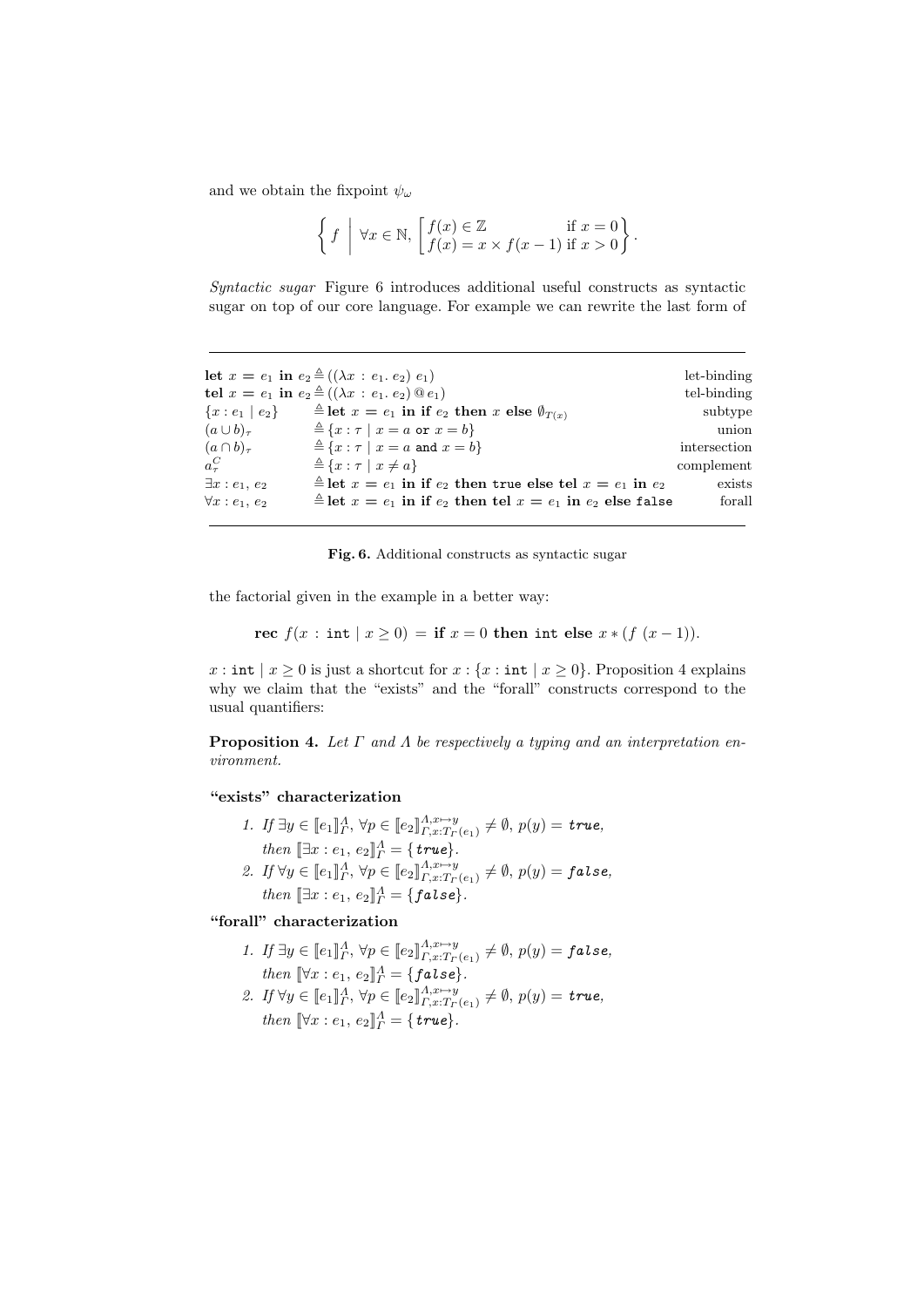and we obtain the fixpoint $\psi_\omega$

$$\left\{ f \;\middle|\; \forall x \in \mathbb{N}, \begin{bmatrix} f(x) \in \mathbb{Z} & \text{if } x = 0 \\ f(x) = x \times f(x-1) & \text{if } x > 0 \end{bmatrix} \right\}.$$

*Syntactic sugar* Figure 6 introduces additional useful constructs as syntactic sugar on top of our core language. For example we can rewrite the last form of

| | | |
|---|---|---|
| $\textbf{let } x = e_1 \textbf{ in } e_2$ | $\triangleq ((\lambda x : e_1.\ e_2)\ e_1)$ | let-binding |
| $\textbf{tel } x = e_1 \textbf{ in } e_2$ | $\triangleq ((\lambda x : e_1.\ e_2) @ e_1)$ | tel-binding |
| $\{x : e_1 \mid e_2\}$ | $\triangleq \textbf{let } x = e_1 \textbf{ in if } e_2 \textbf{ then } x \textbf{ else } \emptyset_{T(x)}$ | subtype |
| $(a \cup b)_\tau$ | $\triangleq \{x : \tau \mid x = a \texttt{ or } x = b\}$ | union |
| $(a \cap b)_\tau$ | $\triangleq \{x : \tau \mid x = a \texttt{ and } x = b\}$ | intersection |
| $a^C_\tau$ | $\triangleq \{x : \tau \mid x \neq a\}$ | complement |
| $\exists x : e_1,\ e_2$ | $\triangleq \textbf{let } x = e_1 \textbf{ in if } e_2 \textbf{ then } \texttt{true} \textbf{ else tel } x = e_1 \textbf{ in } e_2$ | exists |
| $\forall x : e_1,\ e_2$ | $\triangleq \textbf{let } x = e_1 \textbf{ in if } e_2 \textbf{ then tel } x = e_1 \textbf{ in } e_2 \textbf{ else } \texttt{false}$ | forall |

**Fig. 6.** Additional constructs as syntactic sugar

the factorial given in the example in a better way:

$$\textbf{rec } f(x : \texttt{int} \mid x \geq 0) = \textbf{if } x = 0 \textbf{ then } \texttt{int} \textbf{ else } x * (f\ (x-1)).$$

$x : \texttt{int} \mid x \geq 0$ is just a shortcut for $x : \{x : \texttt{int} \mid x \geq 0\}$. Proposition 4 explains why we claim that the "exists" and the "forall" constructs correspond to the usual quantifiers:

**Proposition 4.** *Let $\Gamma$ and $\Lambda$ be respectively a typing and an interpretation environment.*

**"exists" characterization**

1. *If $\exists y \in [\![e_1]\!]^\Lambda_\Gamma,\ \forall p \in [\![e_2]\!]^{\Lambda, x \mapsto y}_{\Gamma, x : T_\Gamma(e_1)} \neq \emptyset,\ p(y) = \textit{true}$, then $[\![\exists x : e_1,\ e_2]\!]^\Lambda_\Gamma = \{\textit{true}\}$.*
2. *If $\forall y \in [\![e_1]\!]^\Lambda_\Gamma,\ \forall p \in [\![e_2]\!]^{\Lambda, x \mapsto y}_{\Gamma, x : T_\Gamma(e_1)} \neq \emptyset,\ p(y) = \textit{false}$, then $[\![\exists x : e_1,\ e_2]\!]^\Lambda_\Gamma = \{\textit{false}\}$.*

**"forall" characterization**

1. *If $\exists y \in [\![e_1]\!]^\Lambda_\Gamma,\ \forall p \in [\![e_2]\!]^{\Lambda, x \mapsto y}_{\Gamma, x : T_\Gamma(e_1)} \neq \emptyset,\ p(y) = \textit{false}$, then $[\![\forall x : e_1,\ e_2]\!]^\Lambda_\Gamma = \{\textit{false}\}$.*
2. *If $\forall y \in [\![e_1]\!]^\Lambda_\Gamma,\ \forall p \in [\![e_2]\!]^{\Lambda, x \mapsto y}_{\Gamma, x : T_\Gamma(e_1)} \neq \emptyset,\ p(y) = \textit{true}$, then $[\![\forall x : e_1,\ e_2]\!]^\Lambda_\Gamma = \{\textit{true}\}$.*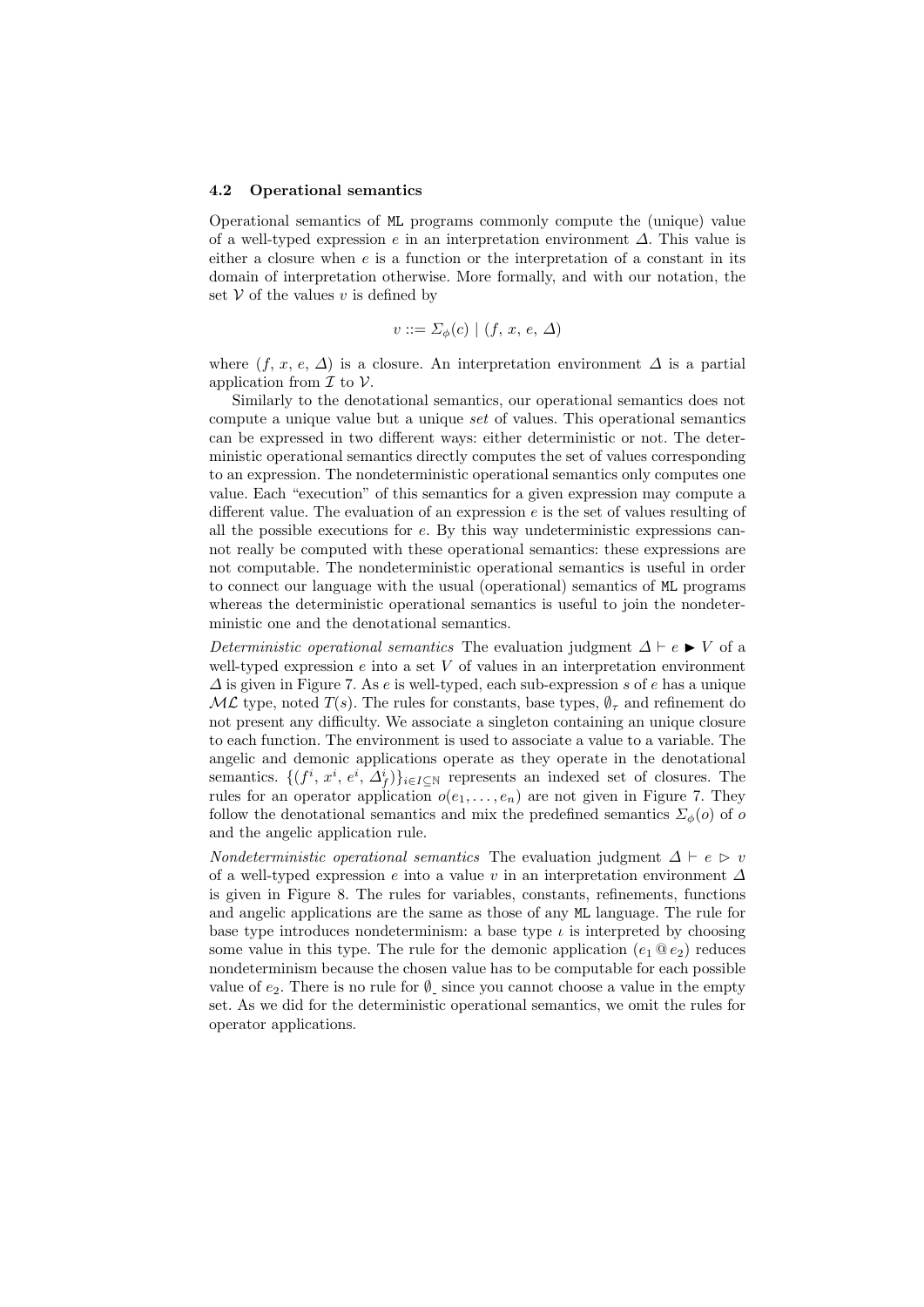### 4.2 Operational semantics

Operational semantics of ML programs commonly compute the (unique) value of a well-typed expression $e$ in an interpretation environment $\Delta$. This value is either a closure when $e$ is a function or the interpretation of a constant in its domain of interpretation otherwise. More formally, and with our notation, the set $\mathcal{V}$ of the values $v$ is defined by

$$v ::= \Sigma_\phi(c) \mid (f,\, x,\, e,\, \Delta)$$

where $(f,\, x,\, e,\, \Delta)$ is a closure. An interpretation environment $\Delta$ is a partial application from $\mathcal{I}$ to $\mathcal{V}$.

Similarly to the denotational semantics, our operational semantics does not compute a unique value but a unique *set* of values. This operational semantics can be expressed in two different ways: either deterministic or not. The deterministic operational semantics directly computes the set of values corresponding to an expression. The nondeterministic operational semantics only computes one value. Each "execution" of this semantics for a given expression may compute a different value. The evaluation of an expression $e$ is the set of values resulting of all the possible executions for $e$. By this way undeterministic expressions cannot really be computed with these operational semantics: these expressions are not computable. The nondeterministic operational semantics is useful in order to connect our language with the usual (operational) semantics of ML programs whereas the deterministic operational semantics is useful to join the nondeterministic one and the denotational semantics.

*Deterministic operational semantics* The evaluation judgment $\Delta \vdash e \blacktriangleright V$ of a well-typed expression $e$ into a set $V$ of values in an interpretation environment $\Delta$ is given in Figure 7. As $e$ is well-typed, each sub-expression $s$ of $e$ has a unique $\mathcal{ML}$ type, noted $T(s)$. The rules for constants, base types, $\emptyset_\tau$ and refinement do not present any difficulty. We associate a singleton containing an unique closure to each function. The environment is used to associate a value to a variable. The angelic and demonic applications operate as they operate in the denotational semantics. $\{(f^i,\, x^i,\, e^i,\, \Delta^i_f)\}_{i \in I \subseteq \mathbb{N}}$ represents an indexed set of closures. The rules for an operator application $o(e_1, \ldots, e_n)$ are not given in Figure 7. They follow the denotational semantics and mix the predefined semantics $\Sigma_\phi(o)$ of $o$ and the angelic application rule.

*Nondeterministic operational semantics* The evaluation judgment $\Delta \vdash e \rhd v$ of a well-typed expression $e$ into a value $v$ in an interpretation environment $\Delta$ is given in Figure 8. The rules for variables, constants, refinements, functions and angelic applications are the same as those of any ML language. The rule for base type introduces nondeterminism: a base type $\iota$ is interpreted by choosing some value in this type. The rule for the demonic application $(e_1 \,@\, e_2)$ reduces nondeterminism because the chosen value has to be computable for each possible value of $e_2$. There is no rule for $\emptyset_\_$ since you cannot choose a value in the empty set. As we did for the deterministic operational semantics, we omit the rules for operator applications.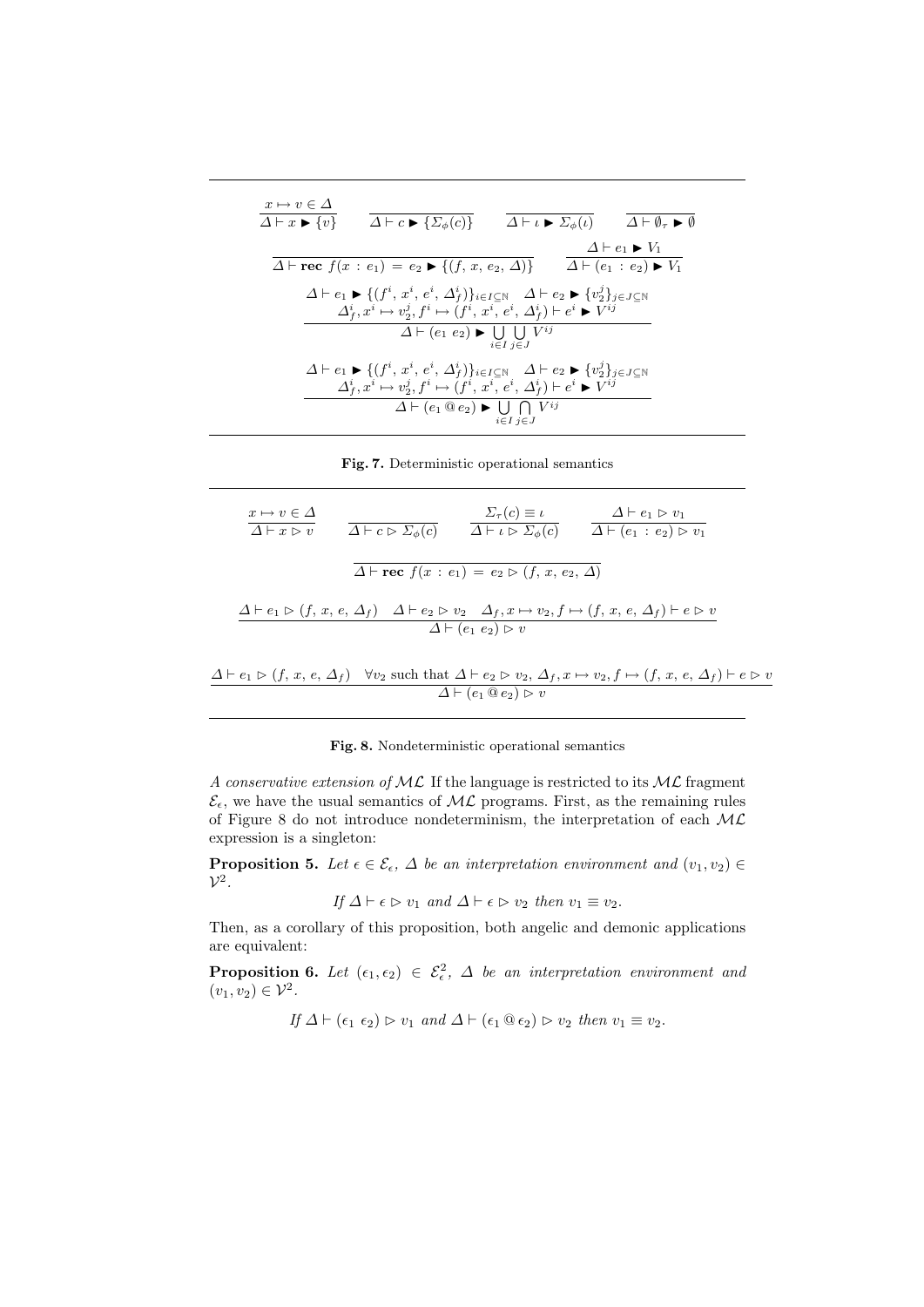$$\frac{x \mapsto v \in \Delta}{\Delta \vdash x \blacktriangleright \{v\}} \qquad \frac{}{\Delta \vdash c \blacktriangleright \{\Sigma_\phi(c)\}} \qquad \frac{}{\Delta \vdash \iota \blacktriangleright \Sigma_\phi(\iota)} \qquad \frac{}{\Delta \vdash \emptyset_\tau \blacktriangleright \emptyset}$$

$$\frac{}{\Delta \vdash \mathbf{rec}\ f(x\ :\ e_1)\ =\ e_2 \blacktriangleright \{(f,\ x,\ e_2,\ \Delta)\}} \qquad \frac{\Delta \vdash e_1 \blacktriangleright V_1}{\Delta \vdash (e_1\ :\ e_2) \blacktriangleright V_1}$$

$$\frac{\Delta \vdash e_1 \blacktriangleright \{(f^i,\ x^i,\ e^i,\ \Delta_f^i)\}_{i \in I \subseteq \mathbb{N}} \quad \Delta \vdash e_2 \blacktriangleright \{v_2^j\}_{j \in J \subseteq \mathbb{N}} \quad \Delta_f^i, x^i \mapsto v_2^j, f^i \mapsto (f^i,\ x^i,\ e^i,\ \Delta_f^i) \vdash e^i \blacktriangleright V^{ij}}{\Delta \vdash (e_1\ e_2) \blacktriangleright \bigcup_{i \in I} \bigcup_{j \in J} V^{ij}}$$

$$\frac{\Delta \vdash e_1 \blacktriangleright \{(f^i,\ x^i,\ e^i,\ \Delta_f^i)\}_{i \in I \subseteq \mathbb{N}} \quad \Delta \vdash e_2 \blacktriangleright \{v_2^j\}_{j \in J \subseteq \mathbb{N}} \quad \Delta_f^i, x^i \mapsto v_2^j, f^i \mapsto (f^i,\ x^i,\ e^i,\ \Delta_f^i) \vdash e^i \blacktriangleright V^{ij}}{\Delta \vdash (e_1 \mathbin{@} e_2) \blacktriangleright \bigcup_{i \in I} \bigcap_{j \in J} V^{ij}}$$

**Fig. 7.** Deterministic operational semantics

$$\frac{x \mapsto v \in \Delta}{\Delta \vdash x \rhd v} \qquad \frac{}{\Delta \vdash c \rhd \Sigma_\phi(c)} \qquad \frac{\Sigma_\tau(c) \equiv \iota}{\Delta \vdash \iota \rhd \Sigma_\phi(c)} \qquad \frac{\Delta \vdash e_1 \rhd v_1}{\Delta \vdash (e_1\ :\ e_2) \rhd v_1}$$

$$\frac{}{\Delta \vdash \mathbf{rec}\ f(x\ :\ e_1)\ =\ e_2 \rhd (f,\ x,\ e_2,\ \Delta)}$$

$$\frac{\Delta \vdash e_1 \rhd (f,\ x,\ e,\ \Delta_f) \quad \Delta \vdash e_2 \rhd v_2 \quad \Delta_f, x \mapsto v_2, f \mapsto (f,\ x,\ e,\ \Delta_f) \vdash e \rhd v}{\Delta \vdash (e_1\ e_2) \rhd v}$$

$$\frac{\Delta \vdash e_1 \rhd (f,\ x,\ e,\ \Delta_f) \quad \forall v_2 \text{ such that } \Delta \vdash e_2 \rhd v_2,\ \Delta_f, x \mapsto v_2, f \mapsto (f,\ x,\ e,\ \Delta_f) \vdash e \rhd v}{\Delta \vdash (e_1 \mathbin{@} e_2) \rhd v}$$

**Fig. 8.** Nondeterministic operational semantics

*A conservative extension of $\mathcal{ML}$* If the language is restricted to its $\mathcal{ML}$ fragment $\mathcal{E}_\epsilon$, we have the usual semantics of $\mathcal{ML}$ programs. First, as the remaining rules of Figure 8 do not introduce nondeterminism, the interpretation of each $\mathcal{ML}$ expression is a singleton:

**Proposition 5.** *Let $\epsilon \in \mathcal{E}_\epsilon$, $\Delta$ be an interpretation environment and $(v_1, v_2) \in \mathcal{V}^2$.*

$$\text{If } \Delta \vdash \epsilon \rhd v_1 \text{ and } \Delta \vdash \epsilon \rhd v_2 \text{ then } v_1 \equiv v_2.$$

Then, as a corollary of this proposition, both angelic and demonic applications are equivalent:

**Proposition 6.** *Let $(\epsilon_1, \epsilon_2) \in \mathcal{E}_\epsilon^2$, $\Delta$ be an interpretation environment and $(v_1, v_2) \in \mathcal{V}^2$.*

$$\text{If } \Delta \vdash (\epsilon_1\ \epsilon_2) \rhd v_1 \text{ and } \Delta \vdash (\epsilon_1 \mathbin{@} \epsilon_2) \rhd v_2 \text{ then } v_1 \equiv v_2.$$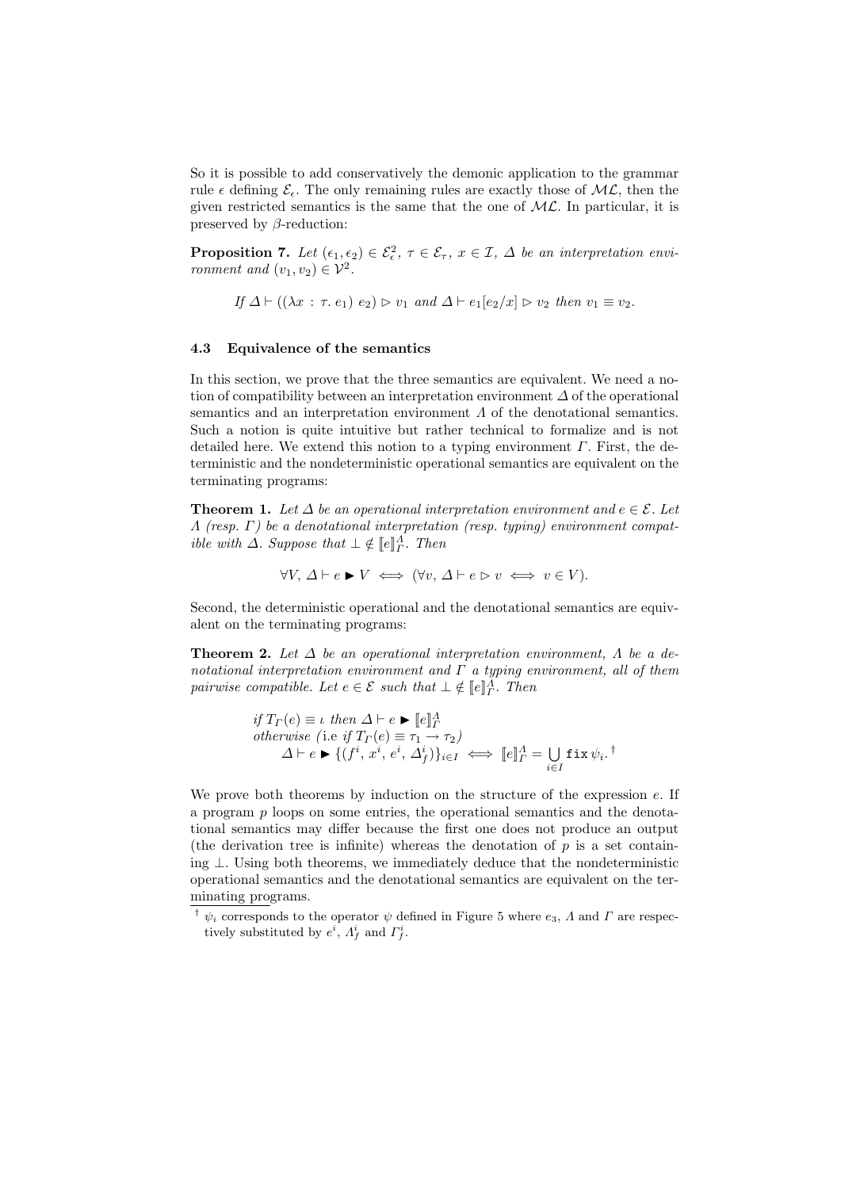So it is possible to add conservatively the demonic application to the grammar rule $\epsilon$ defining $\mathcal{E}_\epsilon$. The only remaining rules are exactly those of $\mathcal{ML}$, then the given restricted semantics is the same that the one of $\mathcal{ML}$. In particular, it is preserved by $\beta$-reduction:

**Proposition 7.** *Let $(\epsilon_1, \epsilon_2) \in \mathcal{E}_\epsilon^2$, $\tau \in \mathcal{E}_\tau$, $x \in \mathcal{I}$, $\Delta$ be an interpretation environment and $(v_1, v_2) \in \mathcal{V}^2$.*

$$\textit{If } \Delta \vdash ((\lambda x : \tau.\ e_1)\ e_2) \rhd v_1 \textit{ and } \Delta \vdash e_1[e_2/x] \rhd v_2 \textit{ then } v_1 \equiv v_2.$$

### 4.3 Equivalence of the semantics

In this section, we prove that the three semantics are equivalent. We need a notion of compatibility between an interpretation environment $\Delta$ of the operational semantics and an interpretation environment $\Lambda$ of the denotational semantics. Such a notion is quite intuitive but rather technical to formalize and is not detailed here. We extend this notion to a typing environment $\Gamma$. First, the deterministic and the nondeterministic operational semantics are equivalent on the terminating programs:

**Theorem 1.** *Let $\Delta$ be an operational interpretation environment and $e \in \mathcal{E}$. Let $\Lambda$ (resp. $\Gamma$) be a denotational interpretation (resp. typing) environment compatible with $\Delta$. Suppose that $\bot \notin [\![e]\!]_\Gamma^\Lambda$. Then*

$$\forall V,\ \Delta \vdash e \blacktriangleright V \iff (\forall v,\ \Delta \vdash e \rhd v \iff v \in V).$$

Second, the deterministic operational and the denotational semantics are equivalent on the terminating programs:

**Theorem 2.** *Let $\Delta$ be an operational interpretation environment, $\Lambda$ be a denotational interpretation environment and $\Gamma$ a typing environment, all of them pairwise compatible. Let $e \in \mathcal{E}$ such that $\bot \notin [\![e]\!]_\Gamma^\Lambda$. Then*

$$\begin{array}{l} \textit{if } T_\Gamma(e) \equiv \iota \textit{ then } \Delta \vdash e \blacktriangleright [\![e]\!]_\Gamma^\Lambda \\ \textit{otherwise (i.e if } T_\Gamma(e) \equiv \tau_1 \to \tau_2) \\ \quad \Delta \vdash e \blacktriangleright \{(f^i,\ x^i,\ e^i,\ \Delta_f^i)\}_{i \in I} \iff [\![e]\!]_\Gamma^\Lambda = \bigcup_{i \in I} \texttt{fix}\ \psi_i.^{\dagger} \end{array}$$

We prove both theorems by induction on the structure of the expression $e$. If a program $p$ loops on some entries, the operational semantics and the denotational semantics may differ because the first one does not produce an output (the derivation tree is infinite) whereas the denotation of $p$ is a set containing $\bot$. Using both theorems, we immediately deduce that the nondeterministic operational semantics and the denotational semantics are equivalent on the terminating programs.

† $\psi_i$ corresponds to the operator $\psi$ defined in Figure 5 where $e_3$, $\Lambda$ and $\Gamma$ are respectively substituted by $e^i$, $\Lambda_f^i$ and $\Gamma_f^i$.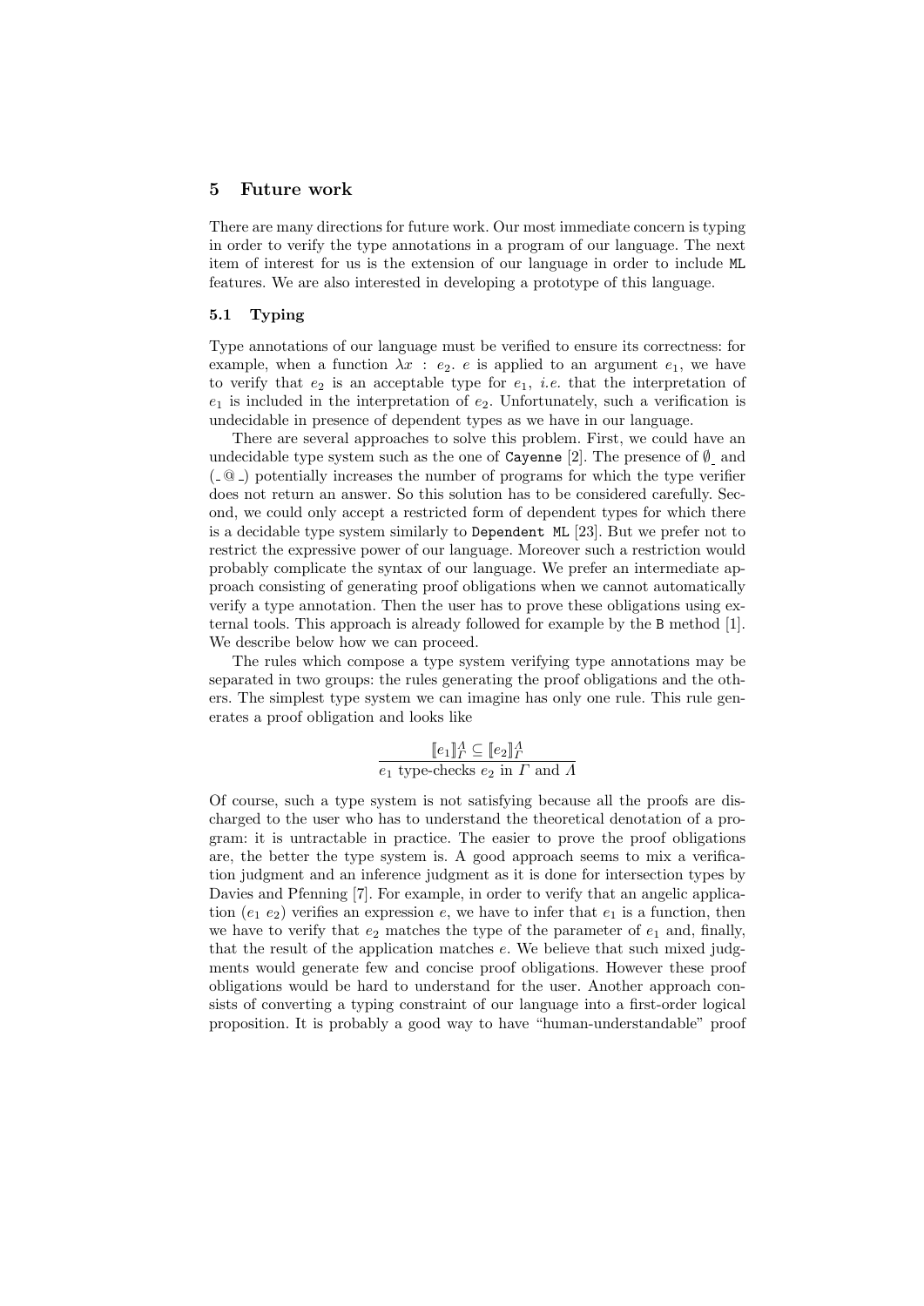## 5 Future work

There are many directions for future work. Our most immediate concern is typing in order to verify the type annotations in a program of our language. The next item of interest for us is the extension of our language in order to include ML features. We are also interested in developing a prototype of this language.

### 5.1 Typing

Type annotations of our language must be verified to ensure its correctness: for example, when a function $\lambda x : e_2 .\ e$ is applied to an argument $e_1$, we have to verify that $e_2$ is an acceptable type for $e_1$, *i.e.* that the interpretation of $e_1$ is included in the interpretation of $e_2$. Unfortunately, such a verification is undecidable in presence of dependent types as we have in our language.

There are several approaches to solve this problem. First, we could have an undecidable type system such as the one of Cayenne [2]. The presence of $\emptyset_{\_}$ and $(\_ @ \_)$ potentially increases the number of programs for which the type verifier does not return an answer. So this solution has to be considered carefully. Second, we could only accept a restricted form of dependent types for which there is a decidable type system similarly to Dependent ML [23]. But we prefer not to restrict the expressive power of our language. Moreover such a restriction would probably complicate the syntax of our language. We prefer an intermediate approach consisting of generating proof obligations when we cannot automatically verify a type annotation. Then the user has to prove these obligations using external tools. This approach is already followed for example by the B method [1]. We describe below how we can proceed.

The rules which compose a type system verifying type annotations may be separated in two groups: the rules generating the proof obligations and the others. The simplest type system we can imagine has only one rule. This rule generates a proof obligation and looks like

$$\frac{[\![e_1]\!]_\Gamma^\Lambda \subseteq [\![e_2]\!]_\Gamma^\Lambda}{e_1 \text{ type-checks } e_2 \text{ in } \Gamma \text{ and } \Lambda}$$

Of course, such a type system is not satisfying because all the proofs are discharged to the user who has to understand the theoretical denotation of a program: it is untractable in practice. The easier to prove the proof obligations are, the better the type system is. A good approach seems to mix a verification judgment and an inference judgment as it is done for intersection types by Davies and Pfenning [7]. For example, in order to verify that an angelic application $(e_1\ e_2)$ verifies an expression $e$, we have to infer that $e_1$ is a function, then we have to verify that $e_2$ matches the type of the parameter of $e_1$ and, finally, that the result of the application matches $e$. We believe that such mixed judgments would generate few and concise proof obligations. However these proof obligations would be hard to understand for the user. Another approach consists of converting a typing constraint of our language into a first-order logical proposition. It is probably a good way to have "human-understandable" proof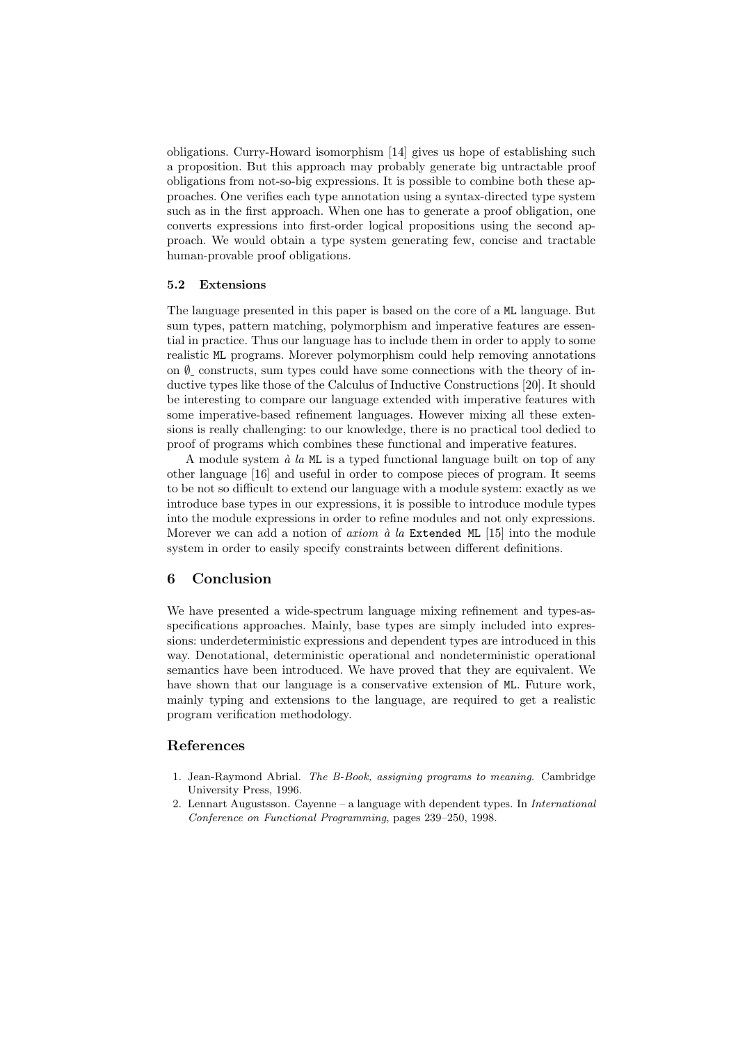obligations. Curry-Howard isomorphism [14] gives us hope of establishing such a proposition. But this approach may probably generate big untractable proof obligations from not-so-big expressions. It is possible to combine both these approaches. One verifies each type annotation using a syntax-directed type system such as in the first approach. When one has to generate a proof obligation, one converts expressions into first-order logical propositions using the second approach. We would obtain a type system generating few, concise and tractable human-provable proof obligations.

### 5.2 Extensions

The language presented in this paper is based on the core of a `ML` language. But sum types, pattern matching, polymorphism and imperative features are essential in practice. Thus our language has to include them in order to apply to some realistic `ML` programs. Morever polymorphism could help removing annotations on $\emptyset\_$ constructs, sum types could have some connections with the theory of inductive types like those of the Calculus of Inductive Constructions [20]. It should be interesting to compare our language extended with imperative features with some imperative-based refinement languages. However mixing all these extensions is really challenging: to our knowledge, there is no practical tool dedied to proof of programs which combines these functional and imperative features.

A module system *à la* `ML` is a typed functional language built on top of any other language [16] and useful in order to compose pieces of program. It seems to be not so difficult to extend our language with a module system: exactly as we introduce base types in our expressions, it is possible to introduce module types into the module expressions in order to refine modules and not only expressions. Morever we can add a notion of *axiom à la* `Extended ML` [15] into the module system in order to easily specify constraints between different definitions.

## 6 Conclusion

We have presented a wide-spectrum language mixing refinement and types-as-specifications approaches. Mainly, base types are simply included into expressions: underdeterministic expressions and dependent types are introduced in this way. Denotational, deterministic operational and nondeterministic operational semantics have been introduced. We have proved that they are equivalent. We have shown that our language is a conservative extension of `ML`. Future work, mainly typing and extensions to the language, are required to get a realistic program verification methodology.

## References

1. Jean-Raymond Abrial. *The B-Book, assigning programs to meaning*. Cambridge University Press, 1996.
2. Lennart Augustsson. Cayenne – a language with dependent types. In *International Conference on Functional Programming*, pages 239–250, 1998.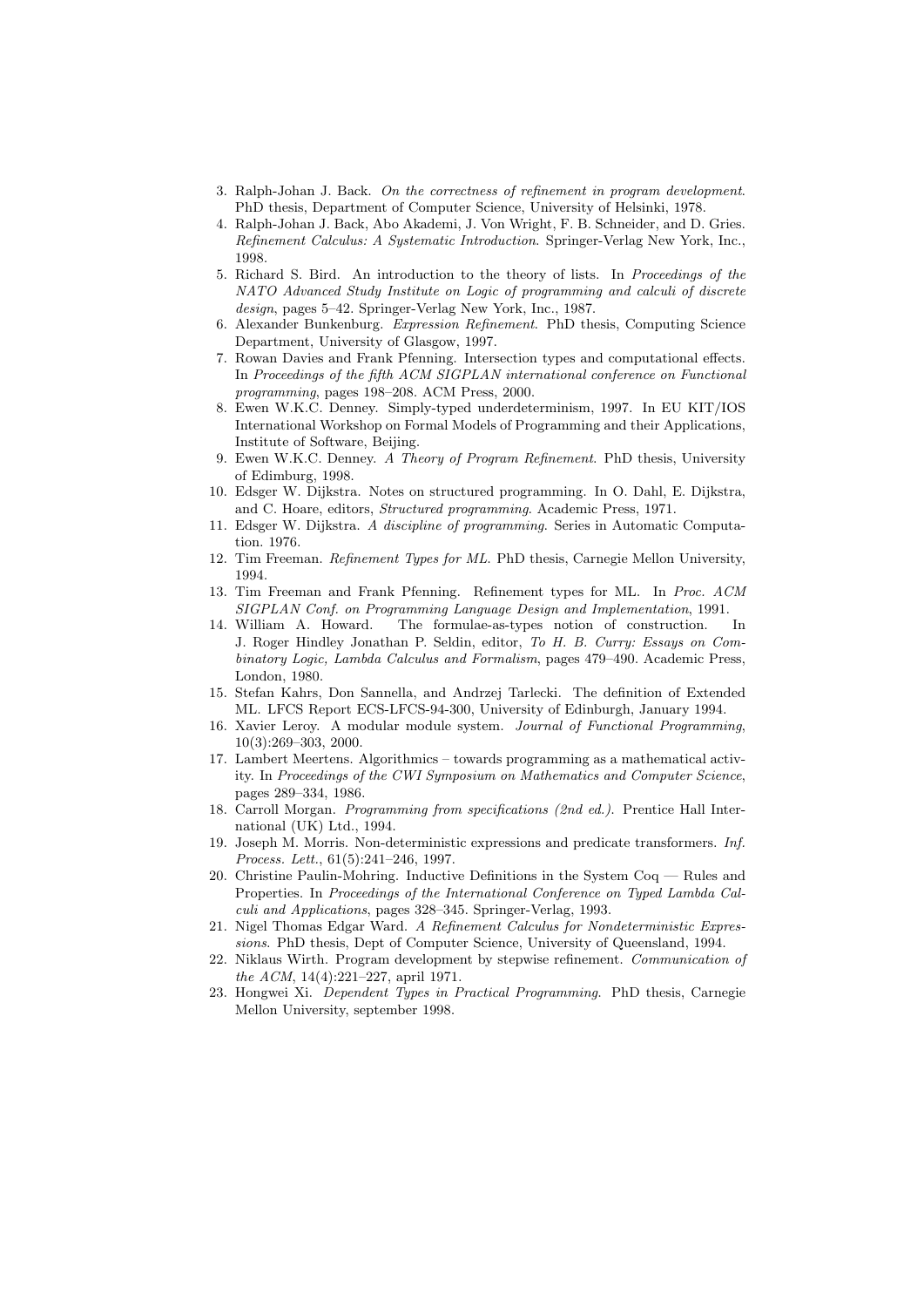3. Ralph-Johan J. Back. *On the correctness of refinement in program development*. PhD thesis, Department of Computer Science, University of Helsinki, 1978.
4. Ralph-Johan J. Back, Abo Akademi, J. Von Wright, F. B. Schneider, and D. Gries. *Refinement Calculus: A Systematic Introduction*. Springer-Verlag New York, Inc., 1998.
5. Richard S. Bird. An introduction to the theory of lists. In *Proceedings of the NATO Advanced Study Institute on Logic of programming and calculi of discrete design*, pages 5–42. Springer-Verlag New York, Inc., 1987.
6. Alexander Bunkenburg. *Expression Refinement*. PhD thesis, Computing Science Department, University of Glasgow, 1997.
7. Rowan Davies and Frank Pfenning. Intersection types and computational effects. In *Proceedings of the fifth ACM SIGPLAN international conference on Functional programming*, pages 198–208. ACM Press, 2000.
8. Ewen W.K.C. Denney. Simply-typed underdeterminism, 1997. In EU KIT/IOS International Workshop on Formal Models of Programming and their Applications, Institute of Software, Beijing.
9. Ewen W.K.C. Denney. *A Theory of Program Refinement*. PhD thesis, University of Edimburg, 1998.
10. Edsger W. Dijkstra. Notes on structured programming. In O. Dahl, E. Dijkstra, and C. Hoare, editors, *Structured programming*. Academic Press, 1971.
11. Edsger W. Dijkstra. *A discipline of programming*. Series in Automatic Computation. 1976.
12. Tim Freeman. *Refinement Types for ML*. PhD thesis, Carnegie Mellon University, 1994.
13. Tim Freeman and Frank Pfenning. Refinement types for ML. In *Proc. ACM SIGPLAN Conf. on Programming Language Design and Implementation*, 1991.
14. William A. Howard. The formulae-as-types notion of construction. In J. Roger Hindley Jonathan P. Seldin, editor, *To H. B. Curry: Essays on Combinatory Logic, Lambda Calculus and Formalism*, pages 479–490. Academic Press, London, 1980.
15. Stefan Kahrs, Don Sannella, and Andrzej Tarlecki. The definition of Extended ML. LFCS Report ECS-LFCS-94-300, University of Edinburgh, January 1994.
16. Xavier Leroy. A modular module system. *Journal of Functional Programming*, 10(3):269–303, 2000.
17. Lambert Meertens. Algorithmics – towards programming as a mathematical activity. In *Proceedings of the CWI Symposium on Mathematics and Computer Science*, pages 289–334, 1986.
18. Carroll Morgan. *Programming from specifications (2nd ed.)*. Prentice Hall International (UK) Ltd., 1994.
19. Joseph M. Morris. Non-deterministic expressions and predicate transformers. *Inf. Process. Lett.*, 61(5):241–246, 1997.
20. Christine Paulin-Mohring. Inductive Definitions in the System Coq — Rules and Properties. In *Proceedings of the International Conference on Typed Lambda Calculi and Applications*, pages 328–345. Springer-Verlag, 1993.
21. Nigel Thomas Edgar Ward. *A Refinement Calculus for Nondeterministic Expressions*. PhD thesis, Dept of Computer Science, University of Queensland, 1994.
22. Niklaus Wirth. Program development by stepwise refinement. *Communication of the ACM*, 14(4):221–227, april 1971.
23. Hongwei Xi. *Dependent Types in Practical Programming*. PhD thesis, Carnegie Mellon University, september 1998.